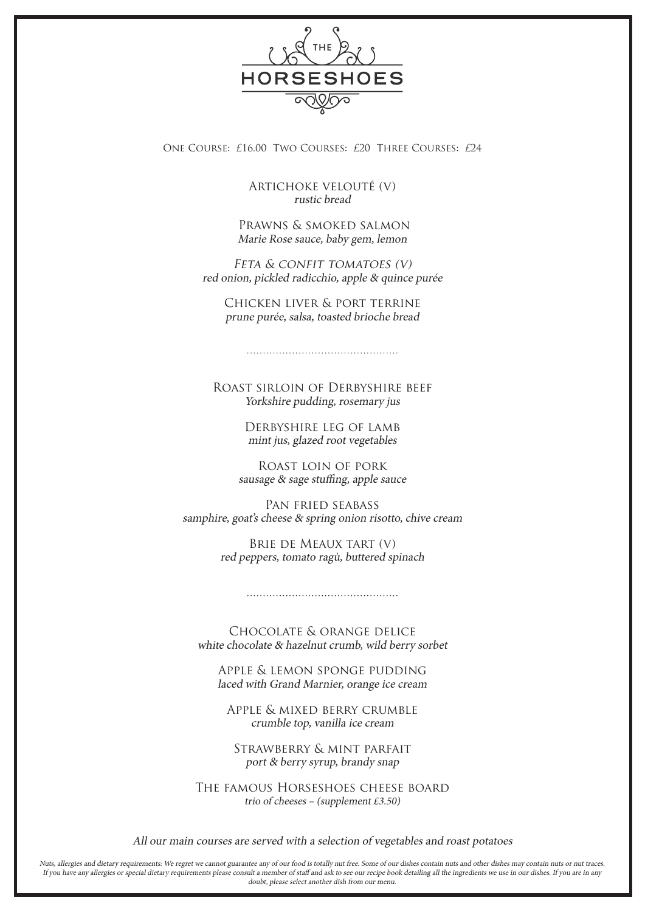# THE HORSESHOES

One Course: £16.00 Two Courses: £20 Three Courses: £24

Artichoke velouté (V)
*rustic bread*

Prawns & smoked salmon
*Marie Rose sauce, baby gem, lemon*

*Feta & confit tomatoes (V)*
*red onion, pickled radicchio, apple & quince purée*

Chicken liver & port terrine
*prune purée, salsa, toasted brioche bread*

..............................................

Roast sirloin of Derbyshire beef
*Yorkshire pudding, rosemary jus*

Derbyshire leg of lamb
*mint jus, glazed root vegetables*

Roast loin of pork
*sausage & sage stuffing, apple sauce*

Pan fried seabass
*samphire, goat's cheese & spring onion risotto, chive cream*

Brie de Meaux tart (V)
*red peppers, tomato ragù, buttered spinach*

..............................................

Chocolate & orange delice
*white chocolate & hazelnut crumb, wild berry sorbet*

Apple & lemon sponge pudding
*laced with Grand Marnier, orange ice cream*

Apple & mixed berry crumble
*crumble top, vanilla ice cream*

Strawberry & mint parfait
*port & berry syrup, brandy snap*

The famous Horseshoes cheese board
*trio of cheeses – (supplement £3.50)*

*All our main courses are served with a selection of vegetables and roast potatoes*

*Nuts, allergies and dietary requirements: We regret we cannot guarantee any of our food is totally nut free. Some of our dishes contain nuts and other dishes may contain nuts or nut traces. If you have any allergies or special dietary requirements please consult a member of staff and ask to see our recipe book detailing all the ingredients we use in our dishes. If you are in any doubt, please select another dish from our menu.*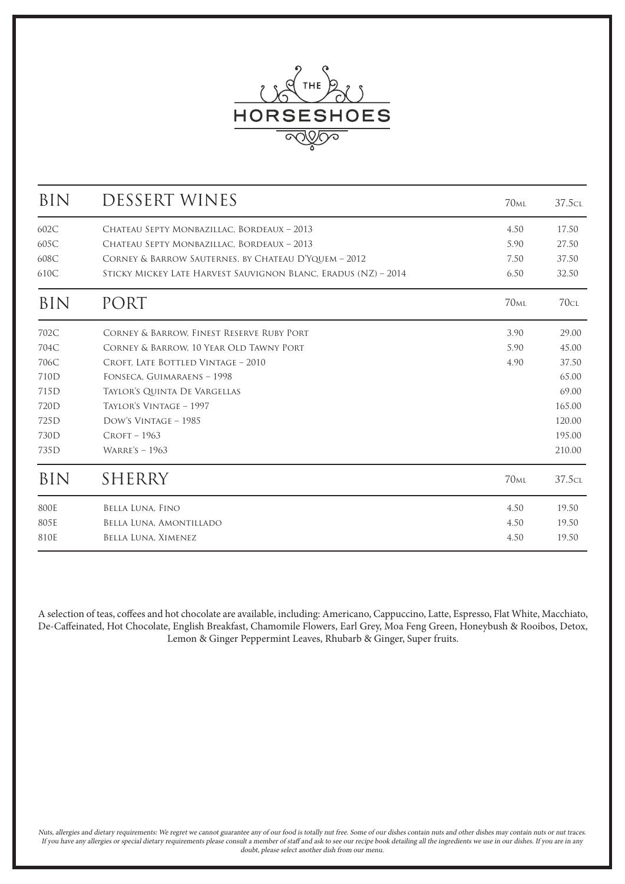# THE HORSESHOES

| BIN | DESSERT WINES | 70ML | 37.5CL |
|---|---|---|---|
| 602C | Chateau Septy Monbazillac, Bordeaux – 2013 | 4.50 | 17.50 |
| 605C | Chateau Septy Monbazillac, Bordeaux – 2013 | 5.90 | 27.50 |
| 608C | Corney & Barrow Sauternes, by Chateau D'Yquem – 2012 | 7.50 | 37.50 |
| 610C | Sticky Mickey Late Harvest Sauvignon Blanc, Eradus (NZ) – 2014 | 6.50 | 32.50 |

| BIN | PORT | 70ML | 70CL |
|---|---|---|---|
| 702C | Corney & Barrow, Finest Reserve Ruby Port | 3.90 | 29.00 |
| 704C | Corney & Barrow, 10 Year Old Tawny Port | 5.90 | 45.00 |
| 706C | Croft, Late Bottled Vintage – 2010 | 4.90 | 37.50 |
| 710D | Fonseca, Guimaraens – 1998 | | 65.00 |
| 715D | Taylor's Quinta De Vargellas | | 69.00 |
| 720D | Taylor's Vintage – 1997 | | 165.00 |
| 725D | Dow's Vintage – 1985 | | 120.00 |
| 730D | Croft – 1963 | | 195.00 |
| 735D | Warre's – 1963 | | 210.00 |

| BIN | SHERRY | 70ML | 37.5CL |
|---|---|---|---|
| 800E | Bella Luna, Fino | 4.50 | 19.50 |
| 805E | Bella Luna, Amontillado | 4.50 | 19.50 |
| 810E | Bella Luna, Ximenez | 4.50 | 19.50 |

A selection of teas, coffees and hot chocolate are available, including: Americano, Cappuccino, Latte, Espresso, Flat White, Macchiato, De-Caffeinated, Hot Chocolate, English Breakfast, Chamomile Flowers, Earl Grey, Moa Feng Green, Honeybush & Rooibos, Detox, Lemon & Ginger Peppermint Leaves, Rhubarb & Ginger, Super fruits.

*Nuts, allergies and dietary requirements: We regret we cannot guarantee any of our food is totally nut free. Some of our dishes contain nuts and other dishes may contain nuts or nut traces. If you have any allergies or special dietary requirements please consult a member of staff and ask to see our recipe book detailing all the ingredients we use in our dishes. If you are in any doubt, please select another dish from our menu.*